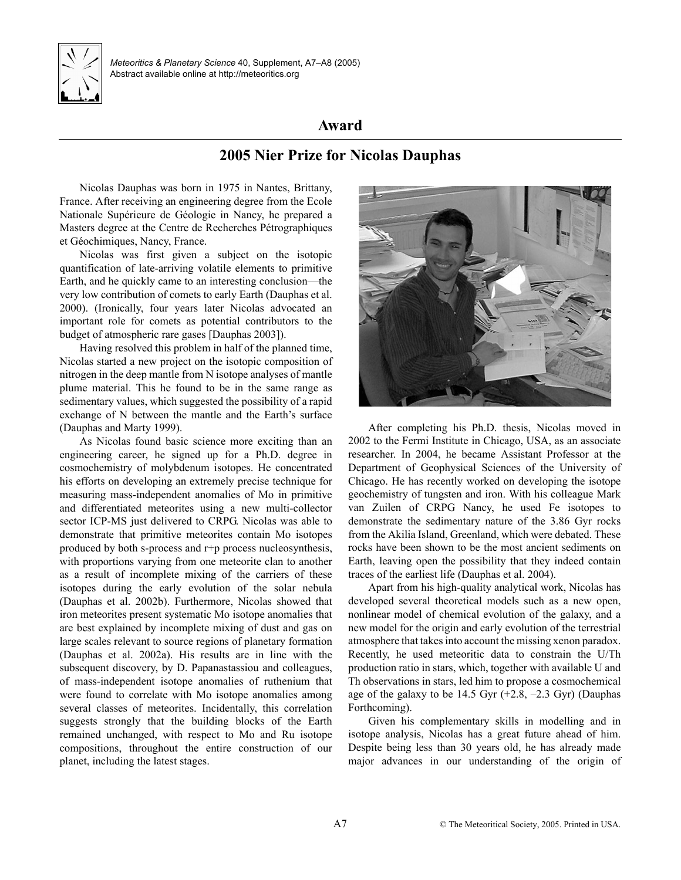# Award

## 2005 Nier Prize for Nicolas Dauphas

Nicolas Dauphas was born in 1975 in Nantes, Brittany, France. After receiving an engineering degree from the Ecole Nationale Supérieure de Géologie in Nancy, he prepared a Masters degree at the Centre de Recherches Pétrographiques et Géochimiques, Nancy, France.

Nicolas was first given a subject on the isotopic quantification of late-arriving volatile elements to primitive Earth, and he quickly came to an interesting conclusion—the very low contribution of comets to early Earth (Dauphas et al. 2000). (Ironically, four years later Nicolas advocated an important role for comets as potential contributors to the budget of atmospheric rare gases [Dauphas 2003]).

Having resolved this problem in half of the planned time, Nicolas started a new project on the isotopic composition of nitrogen in the deep mantle from N isotope analyses of mantle plume material. This he found to be in the same range as sedimentary values, which suggested the possibility of a rapid exchange of N between the mantle and the Earth's surface (Dauphas and Marty 1999).

As Nicolas found basic science more exciting than an engineering career, he signed up for a Ph.D. degree in cosmochemistry of molybdenum isotopes. He concentrated his efforts on developing an extremely precise technique for measuring mass-independent anomalies of Mo in primitive and differentiated meteorites using a new multi-collector sector ICP-MS just delivered to CRPG. Nicolas was able to demonstrate that primitive meteorites contain Mo isotopes produced by both s-process and r+p process nucleosynthesis, with proportions varying from one meteorite clan to another as a result of incomplete mixing of the carriers of these isotopes during the early evolution of the solar nebula (Dauphas et al. 2002b). Furthermore, Nicolas showed that iron meteorites present systematic Mo isotope anomalies that are best explained by incomplete mixing of dust and gas on large scales relevant to source regions of planetary formation (Dauphas et al. 2002a). His results are in line with the subsequent discovery, by D. Papanastassiou and colleagues, of mass-independent isotope anomalies of ruthenium that were found to correlate with Mo isotope anomalies among several classes of meteorites. Incidentally, this correlation suggests strongly that the building blocks of the Earth remained unchanged, with respect to Mo and Ru isotope compositions, throughout the entire construction of our planet, including the latest stages.

After completing his Ph.D. thesis, Nicolas moved in 2002 to the Fermi Institute in Chicago, USA, as an associate researcher. In 2004, he became Assistant Professor at the Department of Geophysical Sciences of the University of Chicago. He has recently worked on developing the isotope geochemistry of tungsten and iron. With his colleague Mark van Zuilen of CRPG Nancy, he used Fe isotopes to demonstrate the sedimentary nature of the 3.86 Gyr rocks from the Akilia Island, Greenland, which were debated. These rocks have been shown to be the most ancient sediments on Earth, leaving open the possibility that they indeed contain traces of the earliest life (Dauphas et al. 2004).

Apart from his high-quality analytical work, Nicolas has developed several theoretical models such as a new open, nonlinear model of chemical evolution of the galaxy, and a new model for the origin and early evolution of the terrestrial atmosphere that takes into account the missing xenon paradox. Recently, he used meteoritic data to constrain the U/Th production ratio in stars, which, together with available U and Th observations in stars, led him to propose a cosmochemical age of the galaxy to be 14.5 Gyr (+2.8, –2.3 Gyr) (Dauphas Forthcoming).

Given his complementary skills in modelling and in isotope analysis, Nicolas has a great future ahead of him. Despite being less than 30 years old, he has already made major advances in our understanding of the origin of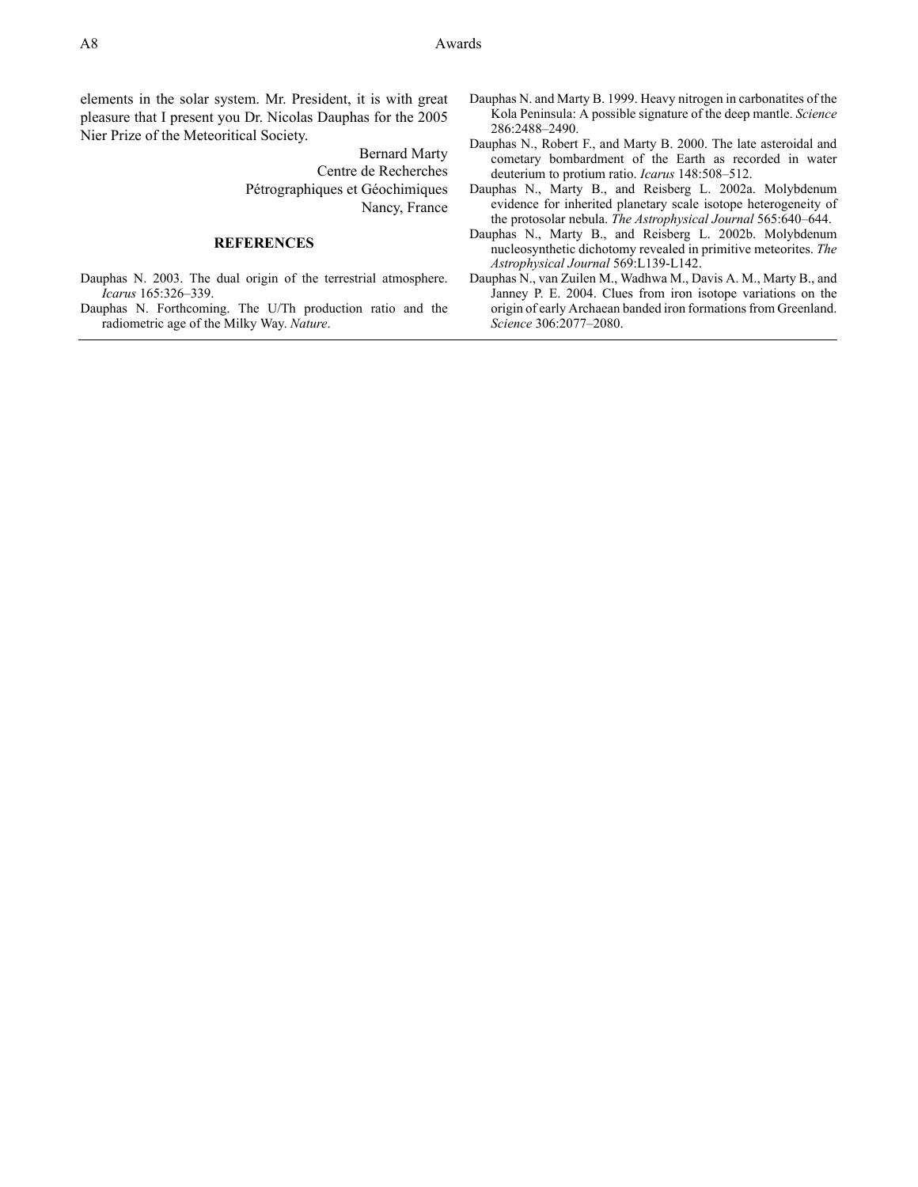elements in the solar system. Mr. President, it is with great pleasure that I present you Dr. Nicolas Dauphas for the 2005 Nier Prize of the Meteoritical Society.

Bernard Marty
Centre de Recherches
Pétrographiques et Géochimiques
Nancy, France

## REFERENCES

Dauphas N. 2003. The dual origin of the terrestrial atmosphere. *Icarus* 165:326–339.

Dauphas N. Forthcoming. The U/Th production ratio and the radiometric age of the Milky Way. *Nature*.

Dauphas N. and Marty B. 1999. Heavy nitrogen in carbonatites of the Kola Peninsula: A possible signature of the deep mantle. *Science* 286:2488–2490.

Dauphas N., Robert F., and Marty B. 2000. The late asteroidal and cometary bombardment of the Earth as recorded in water deuterium to protium ratio. *Icarus* 148:508–512.

Dauphas N., Marty B., and Reisberg L. 2002a. Molybdenum evidence for inherited planetary scale isotope heterogeneity of the protosolar nebula. *The Astrophysical Journal* 565:640–644.

Dauphas N., Marty B., and Reisberg L. 2002b. Molybdenum nucleosynthetic dichotomy revealed in primitive meteorites. *The Astrophysical Journal* 569:L139-L142.

Dauphas N., van Zuilen M., Wadhwa M., Davis A. M., Marty B., and Janney P. E. 2004. Clues from iron isotope variations on the origin of early Archaean banded iron formations from Greenland. *Science* 306:2077–2080.